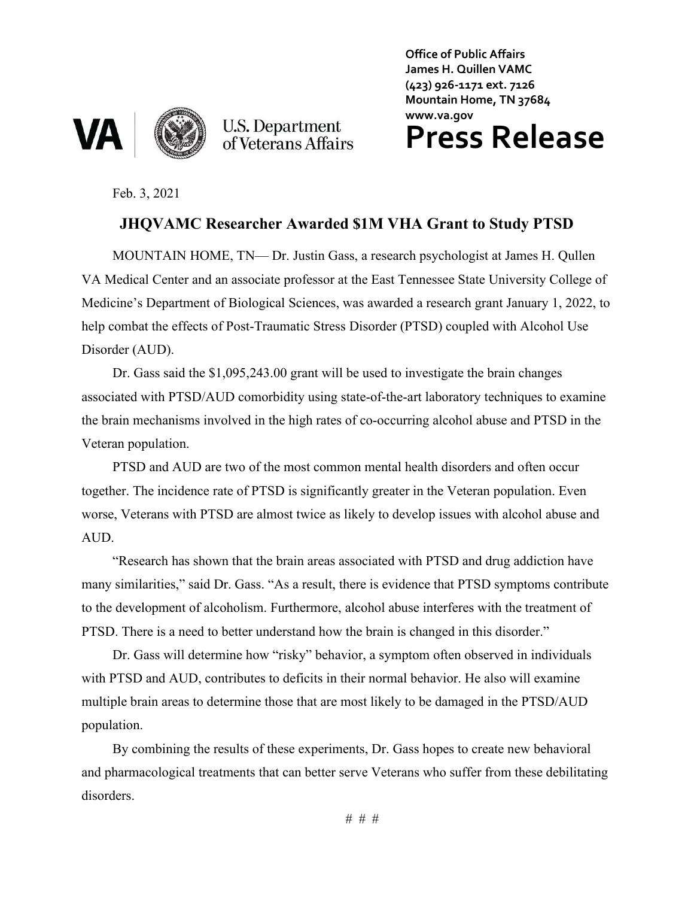**Office of Public Affairs**
**James H. Quillen VAMC**
**(423) 926-1171 ext. 7126**
**Mountain Home, TN 37684**
**www.va.gov**

VA | U.S. Department of Veterans Affairs

# Press Release

Feb. 3, 2021

## JHQVAMC Researcher Awarded $1M VHA Grant to Study PTSD

MOUNTAIN HOME, TN— Dr. Justin Gass, a research psychologist at James H. Qullen VA Medical Center and an associate professor at the East Tennessee State University College of Medicine's Department of Biological Sciences, was awarded a research grant January 1, 2022, to help combat the effects of Post-Traumatic Stress Disorder (PTSD) coupled with Alcohol Use Disorder (AUD).

Dr. Gass said the $1,095,243.00 grant will be used to investigate the brain changes associated with PTSD/AUD comorbidity using state-of-the-art laboratory techniques to examine the brain mechanisms involved in the high rates of co-occurring alcohol abuse and PTSD in the Veteran population.

PTSD and AUD are two of the most common mental health disorders and often occur together. The incidence rate of PTSD is significantly greater in the Veteran population. Even worse, Veterans with PTSD are almost twice as likely to develop issues with alcohol abuse and AUD.

"Research has shown that the brain areas associated with PTSD and drug addiction have many similarities," said Dr. Gass. "As a result, there is evidence that PTSD symptoms contribute to the development of alcoholism. Furthermore, alcohol abuse interferes with the treatment of PTSD. There is a need to better understand how the brain is changed in this disorder."

Dr. Gass will determine how "risky" behavior, a symptom often observed in individuals with PTSD and AUD, contributes to deficits in their normal behavior. He also will examine multiple brain areas to determine those that are most likely to be damaged in the PTSD/AUD population.

By combining the results of these experiments, Dr. Gass hopes to create new behavioral and pharmacological treatments that can better serve Veterans who suffer from these debilitating disorders.

# # #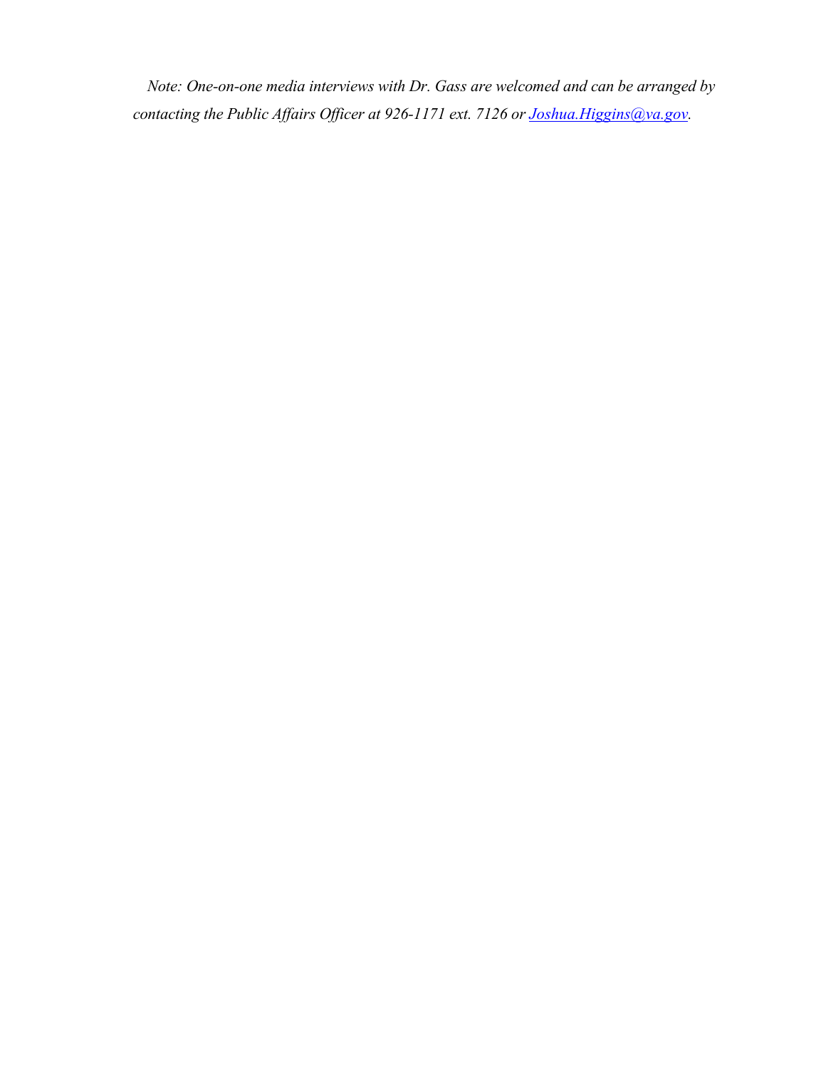*Note: One-on-one media interviews with Dr. Gass are welcomed and can be arranged by contacting the Public Affairs Officer at 926-1171 ext. 7126 or [Joshua.Higgins@va.gov](mailto:Joshua.Higgins@va.gov).*